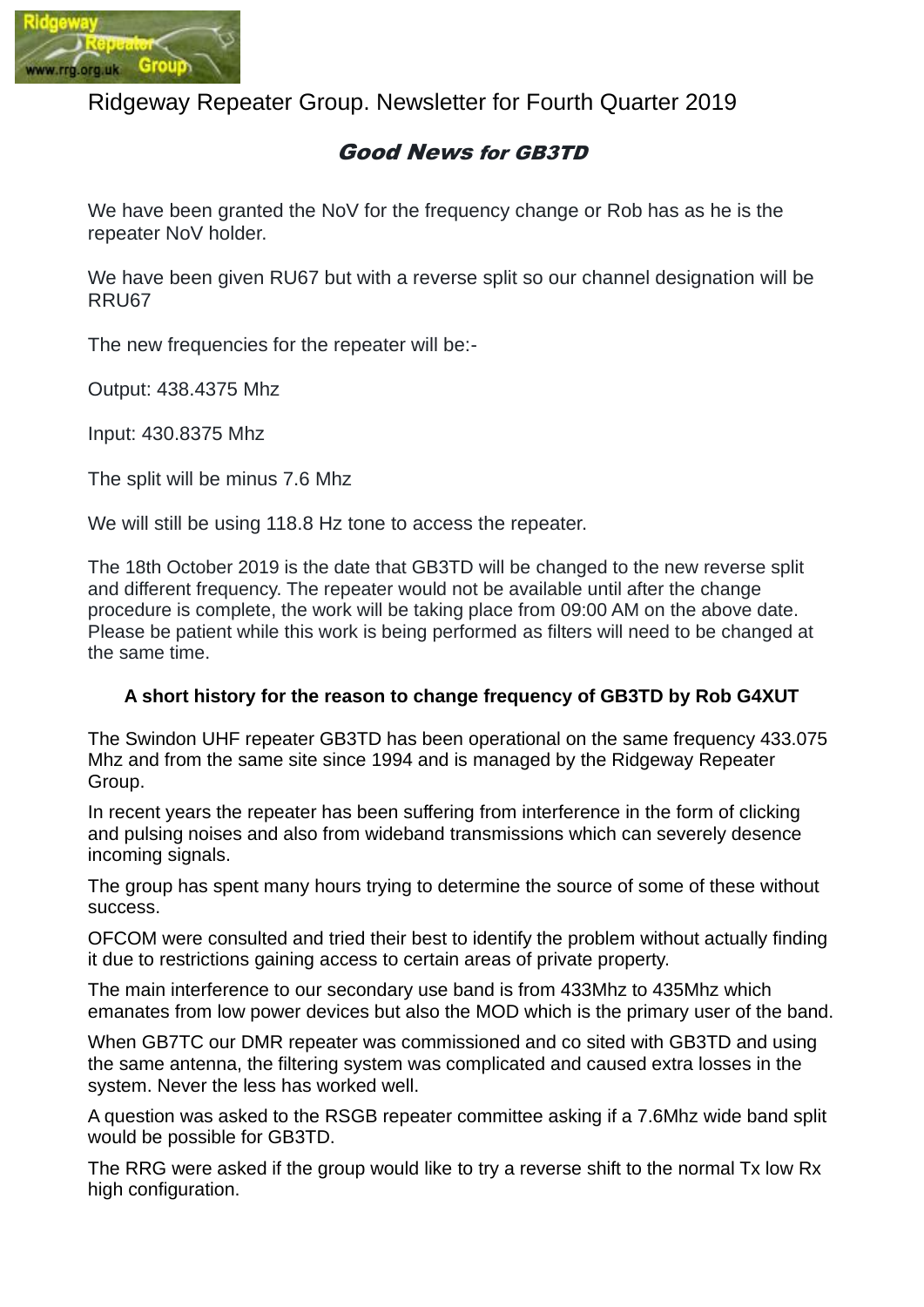# Ridgeway Repeater Group. Newsletter for Fourth Quarter 2019

## *Good News for GB3TD*

We have been granted the NoV for the frequency change or Rob has as he is the repeater NoV holder.

We have been given RU67 but with a reverse split so our channel designation will be RRU67

The new frequencies for the repeater will be:-

Output: 438.4375 Mhz

Input: 430.8375 Mhz

The split will be minus 7.6 Mhz

We will still be using 118.8 Hz tone to access the repeater.

The 18th October 2019 is the date that GB3TD will be changed to the new reverse split and different frequency. The repeater would not be available until after the change procedure is complete, the work will be taking place from 09:00 AM on the above date. Please be patient while this work is being performed as filters will need to be changed at the same time.

### A short history for the reason to change frequency of GB3TD by Rob G4XUT

The Swindon UHF repeater GB3TD has been operational on the same frequency 433.075 Mhz and from the same site since 1994 and is managed by the Ridgeway Repeater Group.

In recent years the repeater has been suffering from interference in the form of clicking and pulsing noises and also from wideband transmissions which can severely desence incoming signals.

The group has spent many hours trying to determine the source of some of these without success.

OFCOM were consulted and tried their best to identify the problem without actually finding it due to restrictions gaining access to certain areas of private property.

The main interference to our secondary use band is from 433Mhz to 435Mhz which emanates from low power devices but also the MOD which is the primary user of the band.

When GB7TC our DMR repeater was commissioned and co sited with GB3TD and using the same antenna, the filtering system was complicated and caused extra losses in the system. Never the less has worked well.

A question was asked to the RSGB repeater committee asking if a 7.6Mhz wide band split would be possible for GB3TD.

The RRG were asked if the group would like to try a reverse shift to the normal Tx low Rx high configuration.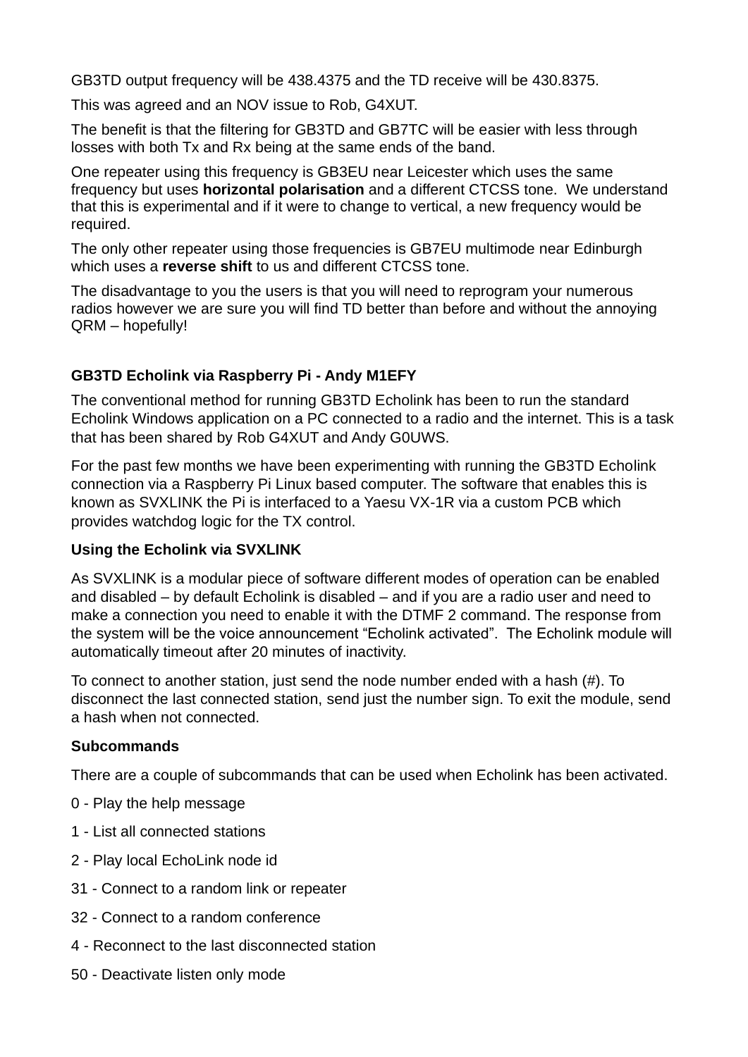GB3TD output frequency will be 438.4375 and the TD receive will be 430.8375.

This was agreed and an NOV issue to Rob, G4XUT.

The benefit is that the filtering for GB3TD and GB7TC will be easier with less through losses with both Tx and Rx being at the same ends of the band.

One repeater using this frequency is GB3EU near Leicester which uses the same frequency but uses **horizontal polarisation** and a different CTCSS tone. We understand that this is experimental and if it were to change to vertical, a new frequency would be required.

The only other repeater using those frequencies is GB7EU multimode near Edinburgh which uses a **reverse shift** to us and different CTCSS tone.

The disadvantage to you the users is that you will need to reprogram your numerous radios however we are sure you will find TD better than before and without the annoying QRM – hopefully!

### GB3TD Echolink via Raspberry Pi - Andy M1EFY

The conventional method for running GB3TD Echolink has been to run the standard Echolink Windows application on a PC connected to a radio and the internet. This is a task that has been shared by Rob G4XUT and Andy G0UWS.

For the past few months we have been experimenting with running the GB3TD Echolink connection via a Raspberry Pi Linux based computer. The software that enables this is known as SVXLINK the Pi is interfaced to a Yaesu VX-1R via a custom PCB which provides watchdog logic for the TX control.

#### Using the Echolink via SVXLINK

As SVXLINK is a modular piece of software different modes of operation can be enabled and disabled – by default Echolink is disabled – and if you are a radio user and need to make a connection you need to enable it with the DTMF 2 command. The response from the system will be the voice announcement "Echolink activated". The Echolink module will automatically timeout after 20 minutes of inactivity.

To connect to another station, just send the node number ended with a hash (#). To disconnect the last connected station, send just the number sign. To exit the module, send a hash when not connected.

#### Subcommands

There are a couple of subcommands that can be used when Echolink has been activated.

0 - Play the help message

1 - List all connected stations

2 - Play local EchoLink node id

31 - Connect to a random link or repeater

32 - Connect to a random conference

4 - Reconnect to the last disconnected station

50 - Deactivate listen only mode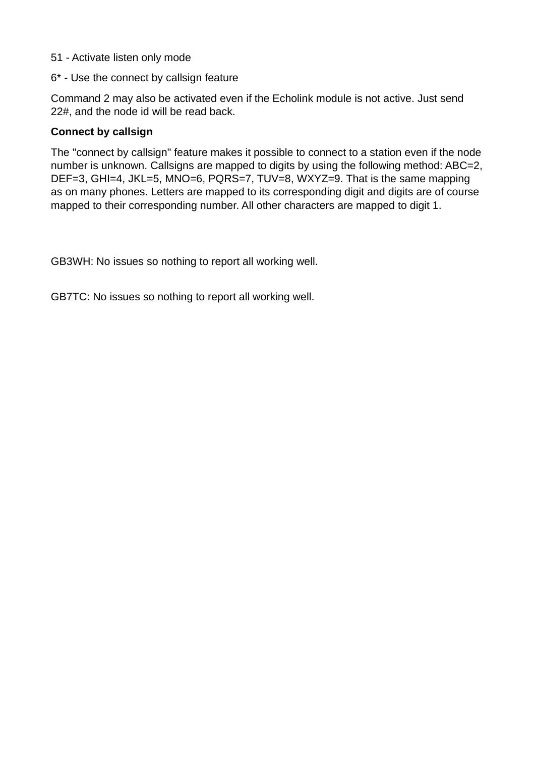51 - Activate listen only mode

6* - Use the connect by callsign feature

Command 2 may also be activated even if the Echolink module is not active. Just send 22#, and the node id will be read back.

**Connect by callsign**

The "connect by callsign" feature makes it possible to connect to a station even if the node number is unknown. Callsigns are mapped to digits by using the following method: ABC=2, DEF=3, GHI=4, JKL=5, MNO=6, PQRS=7, TUV=8, WXYZ=9. That is the same mapping as on many phones. Letters are mapped to its corresponding digit and digits are of course mapped to their corresponding number. All other characters are mapped to digit 1.

GB3WH: No issues so nothing to report all working well.

GB7TC: No issues so nothing to report all working well.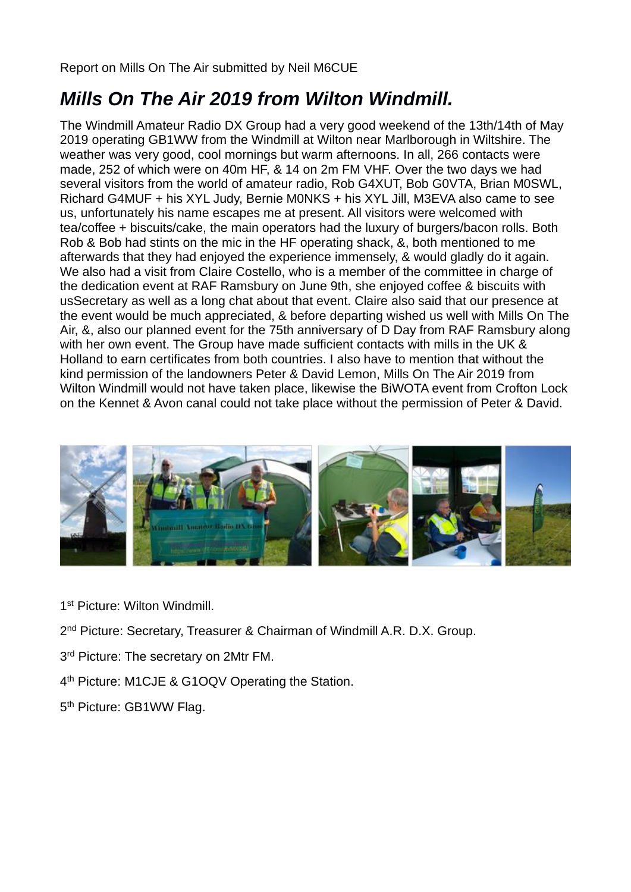Report on Mills On The Air submitted by Neil M6CUE

# *Mills On The Air 2019 from Wilton Windmill.*

The Windmill Amateur Radio DX Group had a very good weekend of the 13th/14th of May 2019 operating GB1WW from the Windmill at Wilton near Marlborough in Wiltshire. The weather was very good, cool mornings but warm afternoons. In all, 266 contacts were made, 252 of which were on 40m HF, & 14 on 2m FM VHF. Over the two days we had several visitors from the world of amateur radio, Rob G4XUT, Bob G0VTA, Brian M0SWL, Richard G4MUF + his XYL Judy, Bernie M0NKS + his XYL Jill, M3EVA also came to see us, unfortunately his name escapes me at present. All visitors were welcomed with tea/coffee + biscuits/cake, the main operators had the luxury of burgers/bacon rolls. Both Rob & Bob had stints on the mic in the HF operating shack, &, both mentioned to me afterwards that they had enjoyed the experience immensely, & would gladly do it again. We also had a visit from Claire Costello, who is a member of the committee in charge of the dedication event at RAF Ramsbury on June 9th, she enjoyed coffee & biscuits with usSecretary as well as a long chat about that event. Claire also said that our presence at the event would be much appreciated, & before departing wished us well with Mills On The Air, &, also our planned event for the 75th anniversary of D Day from RAF Ramsbury along with her own event. The Group have made sufficient contacts with mills in the UK & Holland to earn certificates from both countries. I also have to mention that without the kind permission of the landowners Peter & David Lemon, Mills On The Air 2019 from Wilton Windmill would not have taken place, likewise the BiWOTA event from Crofton Lock on the Kennet & Avon canal could not take place without the permission of Peter & David.

1st Picture: Wilton Windmill.

2nd Picture: Secretary, Treasurer & Chairman of Windmill A.R. D.X. Group.

3rd Picture: The secretary on 2Mtr FM.

4th Picture: M1CJE & G1OQV Operating the Station.

5th Picture: GB1WW Flag.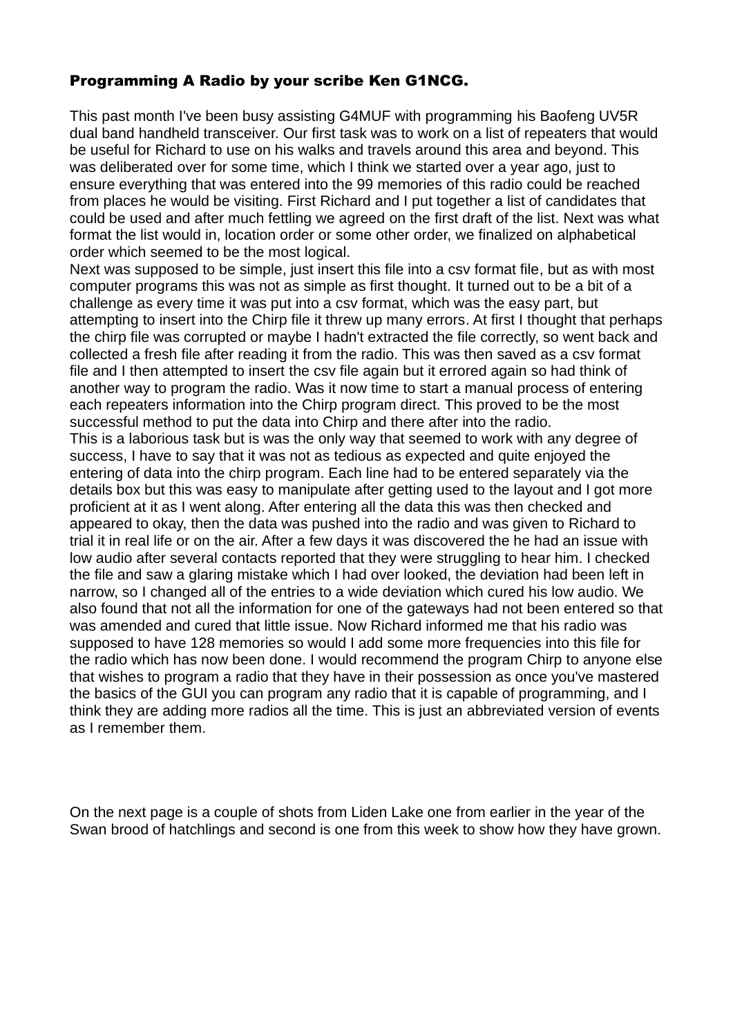### Programming A Radio by your scribe Ken G1NCG.

This past month I've been busy assisting G4MUF with programming his Baofeng UV5R dual band handheld transceiver. Our first task was to work on a list of repeaters that would be useful for Richard to use on his walks and travels around this area and beyond. This was deliberated over for some time, which I think we started over a year ago, just to ensure everything that was entered into the 99 memories of this radio could be reached from places he would be visiting. First Richard and I put together a list of candidates that could be used and after much fettling we agreed on the first draft of the list. Next was what format the list would in, location order or some other order, we finalized on alphabetical order which seemed to be the most logical.

Next was supposed to be simple, just insert this file into a csv format file, but as with most computer programs this was not as simple as first thought. It turned out to be a bit of a challenge as every time it was put into a csv format, which was the easy part, but attempting to insert into the Chirp file it threw up many errors. At first I thought that perhaps the chirp file was corrupted or maybe I hadn't extracted the file correctly, so went back and collected a fresh file after reading it from the radio. This was then saved as a csv format file and I then attempted to insert the csv file again but it errored again so had think of another way to program the radio. Was it now time to start a manual process of entering each repeaters information into the Chirp program direct. This proved to be the most successful method to put the data into Chirp and there after into the radio.

This is a laborious task but is was the only way that seemed to work with any degree of success, I have to say that it was not as tedious as expected and quite enjoyed the entering of data into the chirp program. Each line had to be entered separately via the details box but this was easy to manipulate after getting used to the layout and I got more proficient at it as I went along. After entering all the data this was then checked and appeared to okay, then the data was pushed into the radio and was given to Richard to trial it in real life or on the air. After a few days it was discovered the he had an issue with low audio after several contacts reported that they were struggling to hear him. I checked the file and saw a glaring mistake which I had over looked, the deviation had been left in narrow, so I changed all of the entries to a wide deviation which cured his low audio. We also found that not all the information for one of the gateways had not been entered so that was amended and cured that little issue. Now Richard informed me that his radio was supposed to have 128 memories so would I add some more frequencies into this file for the radio which has now been done. I would recommend the program Chirp to anyone else that wishes to program a radio that they have in their possession as once you've mastered the basics of the GUI you can program any radio that it is capable of programming, and I think they are adding more radios all the time. This is just an abbreviated version of events as I remember them.

On the next page is a couple of shots from Liden Lake one from earlier in the year of the Swan brood of hatchlings and second is one from this week to show how they have grown.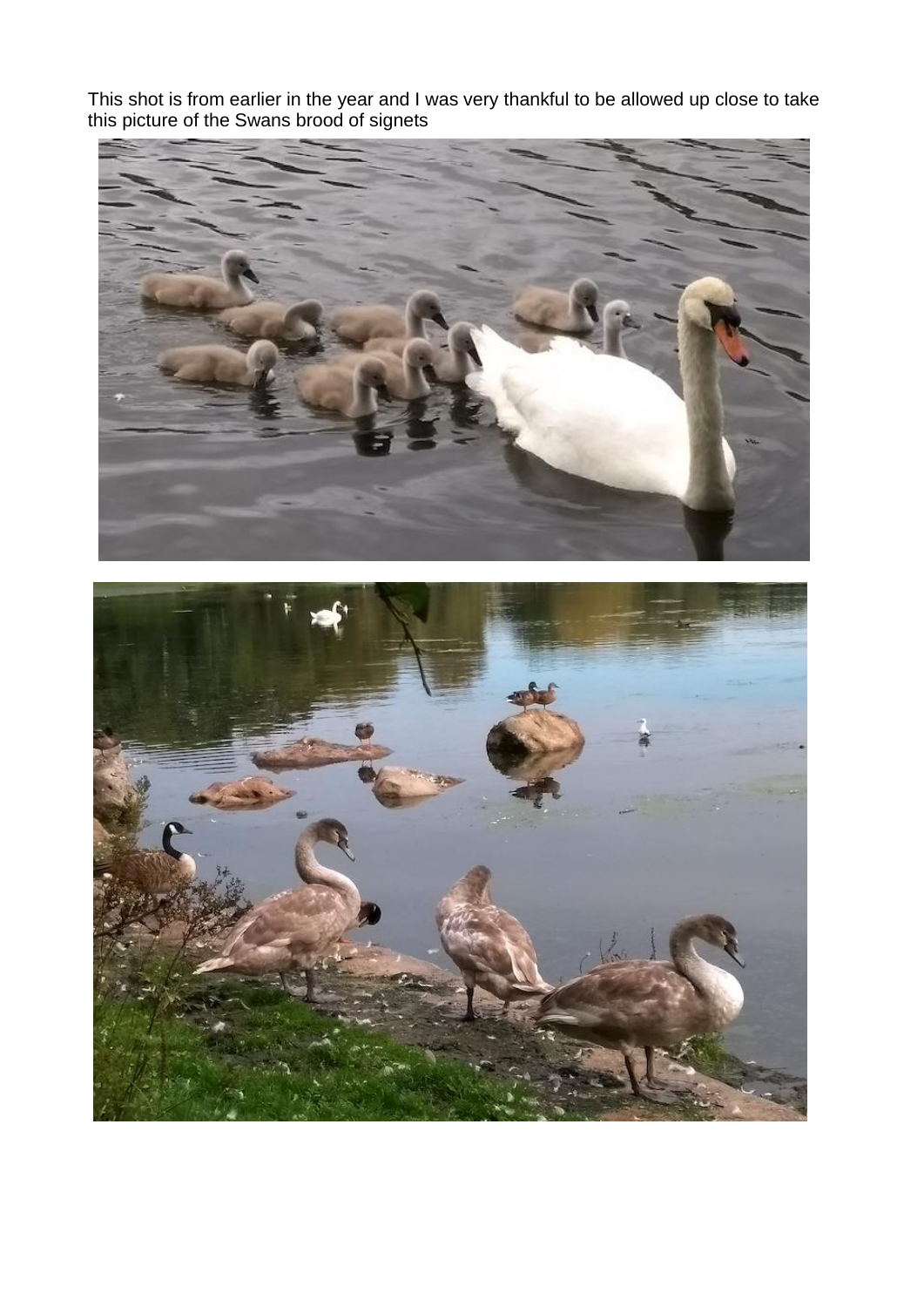This shot is from earlier in the year and I was very thankful to be allowed up close to take this picture of the Swans brood of signets